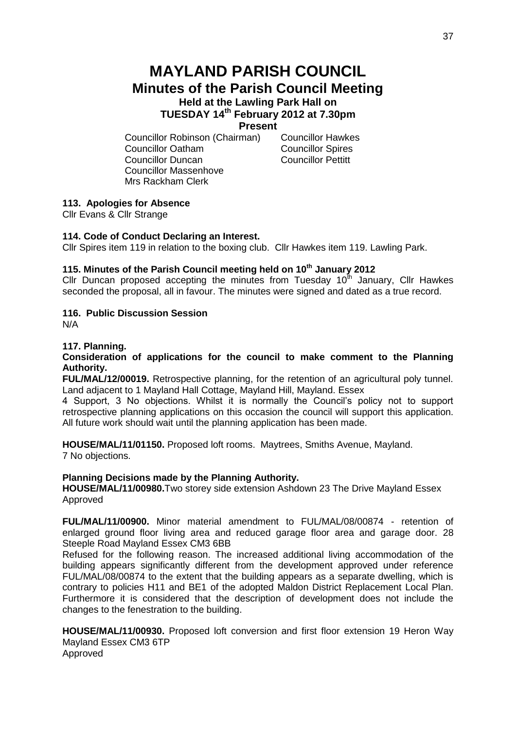# MAYLAND PARISH COUNCIL

## Minutes of the Parish Council Meeting

### Held at the Lawling Park Hall on TUESDAY 14th February 2012 at 7.30pm

### Present

Councillor Robinson (Chairman)
Councillor Hawkes
Councillor Oatham
Councillor Spires
Councillor Duncan
Councillor Pettitt
Councillor Massenhove
Mrs Rackham Clerk

**113. Apologies for Absence**

Cllr Evans & Cllr Strange

**114. Code of Conduct Declaring an Interest.**

Cllr Spires item 119 in relation to the boxing club. Cllr Hawkes item 119. Lawling Park.

**115. Minutes of the Parish Council meeting held on 10th January 2012**

Cllr Duncan proposed accepting the minutes from Tuesday 10th January, Cllr Hawkes seconded the proposal, all in favour. The minutes were signed and dated as a true record.

**116. Public Discussion Session**

N/A

**117. Planning.**

**Consideration of applications for the council to make comment to the Planning Authority.**

**FUL/MAL/12/00019.** Retrospective planning, for the retention of an agricultural poly tunnel. Land adjacent to 1 Mayland Hall Cottage, Mayland Hill, Mayland. Essex

4 Support, 3 No objections. Whilst it is normally the Council's policy not to support retrospective planning applications on this occasion the council will support this application. All future work should wait until the planning application has been made.

**HOUSE/MAL/11/01150.** Proposed loft rooms. Maytrees, Smiths Avenue, Mayland.
7 No objections.

**Planning Decisions made by the Planning Authority.**

**HOUSE/MAL/11/00980.** Two storey side extension Ashdown 23 The Drive Mayland Essex
Approved

**FUL/MAL/11/00900.** Minor material amendment to FUL/MAL/08/00874 - retention of enlarged ground floor living area and reduced garage floor area and garage door. 28 Steeple Road Mayland Essex CM3 6BB

Refused for the following reason. The increased additional living accommodation of the building appears significantly different from the development approved under reference FUL/MAL/08/00874 to the extent that the building appears as a separate dwelling, which is contrary to policies H11 and BE1 of the adopted Maldon District Replacement Local Plan. Furthermore it is considered that the description of development does not include the changes to the fenestration to the building.

**HOUSE/MAL/11/00930.** Proposed loft conversion and first floor extension 19 Heron Way Mayland Essex CM3 6TP
Approved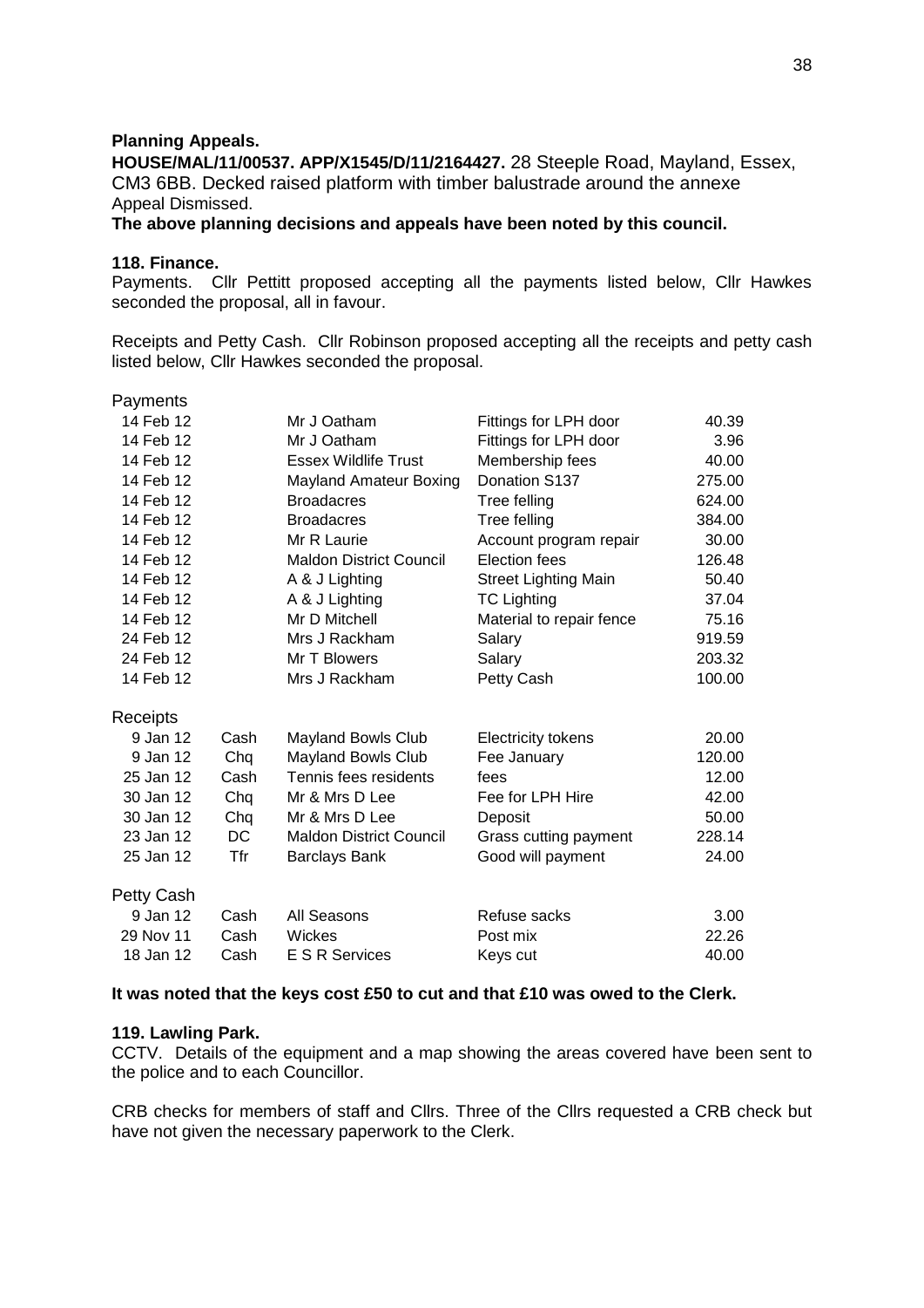**Planning Appeals.**

**HOUSE/MAL/11/00537. APP/X1545/D/11/2164427.** 28 Steeple Road, Mayland, Essex, CM3 6BB. Decked raised platform with timber balustrade around the annexe
Appeal Dismissed.

**The above planning decisions and appeals have been noted by this council.**

**118. Finance.**

Payments. Cllr Pettitt proposed accepting all the payments listed below, Cllr Hawkes seconded the proposal, all in favour.

Receipts and Petty Cash. Cllr Robinson proposed accepting all the receipts and petty cash listed below, Cllr Hawkes seconded the proposal.

| | | | | |
|---|---|---|---|---|
| **Payments** | | | | |
| 14 Feb 12 | | Mr J Oatham | Fittings for LPH door | 40.39 |
| 14 Feb 12 | | Mr J Oatham | Fittings for LPH door | 3.96 |
| 14 Feb 12 | | Essex Wildlife Trust | Membership fees | 40.00 |
| 14 Feb 12 | | Mayland Amateur Boxing | Donation S137 | 275.00 |
| 14 Feb 12 | | Broadacres | Tree felling | 624.00 |
| 14 Feb 12 | | Broadacres | Tree felling | 384.00 |
| 14 Feb 12 | | Mr R Laurie | Account program repair | 30.00 |
| 14 Feb 12 | | Maldon District Council | Election fees | 126.48 |
| 14 Feb 12 | | A & J Lighting | Street Lighting Main | 50.40 |
| 14 Feb 12 | | A & J Lighting | TC Lighting | 37.04 |
| 14 Feb 12 | | Mr D Mitchell | Material to repair fence | 75.16 |
| 24 Feb 12 | | Mrs J Rackham | Salary | 919.59 |
| 24 Feb 12 | | Mr T Blowers | Salary | 203.32 |
| 14 Feb 12 | | Mrs J Rackham | Petty Cash | 100.00 |
| **Receipts** | | | | |
| 9 Jan 12 | Cash | Mayland Bowls Club | Electricity tokens | 20.00 |
| 9 Jan 12 | Chq | Mayland Bowls Club | Fee January | 120.00 |
| 25 Jan 12 | Cash | Tennis fees residents | fees | 12.00 |
| 30 Jan 12 | Chq | Mr & Mrs D Lee | Fee for LPH Hire | 42.00 |
| 30 Jan 12 | Chq | Mr & Mrs D Lee | Deposit | 50.00 |
| 23 Jan 12 | DC | Maldon District Council | Grass cutting payment | 228.14 |
| 25 Jan 12 | Tfr | Barclays Bank | Good will payment | 24.00 |
| **Petty Cash** | | | | |
| 9 Jan 12 | Cash | All Seasons | Refuse sacks | 3.00 |
| 29 Nov 11 | Cash | Wickes | Post mix | 22.26 |
| 18 Jan 12 | Cash | E S R Services | Keys cut | 40.00 |

**It was noted that the keys cost £50 to cut and that £10 was owed to the Clerk.**

**119. Lawling Park.**

CCTV. Details of the equipment and a map showing the areas covered have been sent to the police and to each Councillor.

CRB checks for members of staff and Cllrs. Three of the Cllrs requested a CRB check but have not given the necessary paperwork to the Clerk.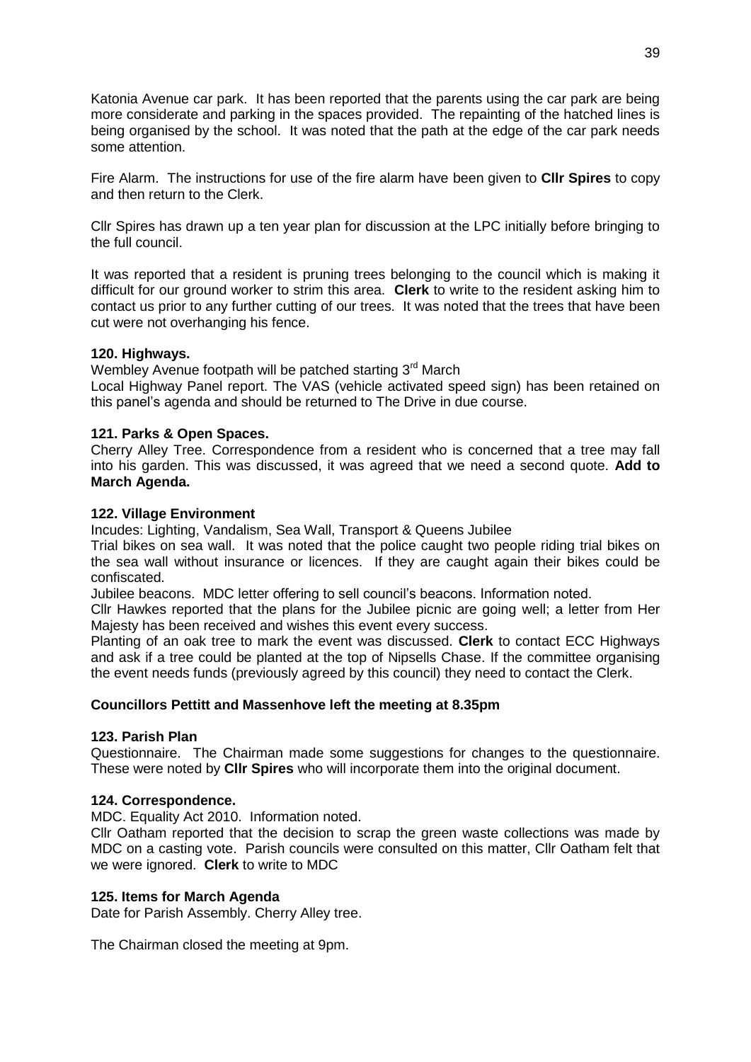Katonia Avenue car park. It has been reported that the parents using the car park are being more considerate and parking in the spaces provided. The repainting of the hatched lines is being organised by the school. It was noted that the path at the edge of the car park needs some attention.

Fire Alarm. The instructions for use of the fire alarm have been given to **Cllr Spires** to copy and then return to the Clerk.

Cllr Spires has drawn up a ten year plan for discussion at the LPC initially before bringing to the full council.

It was reported that a resident is pruning trees belonging to the council which is making it difficult for our ground worker to strim this area. **Clerk** to write to the resident asking him to contact us prior to any further cutting of our trees. It was noted that the trees that have been cut were not overhanging his fence.

**120. Highways.**

Wembley Avenue footpath will be patched starting 3rd March

Local Highway Panel report. The VAS (vehicle activated speed sign) has been retained on this panel's agenda and should be returned to The Drive in due course.

**121. Parks & Open Spaces.**

Cherry Alley Tree. Correspondence from a resident who is concerned that a tree may fall into his garden. This was discussed, it was agreed that we need a second quote. **Add to March Agenda.**

**122. Village Environment**

Incudes: Lighting, Vandalism, Sea Wall, Transport & Queens Jubilee

Trial bikes on sea wall. It was noted that the police caught two people riding trial bikes on the sea wall without insurance or licences. If they are caught again their bikes could be confiscated.

Jubilee beacons. MDC letter offering to sell council's beacons. Information noted.

Cllr Hawkes reported that the plans for the Jubilee picnic are going well; a letter from Her Majesty has been received and wishes this event every success.

Planting of an oak tree to mark the event was discussed. **Clerk** to contact ECC Highways and ask if a tree could be planted at the top of Nipsells Chase. If the committee organising the event needs funds (previously agreed by this council) they need to contact the Clerk.

**Councillors Pettitt and Massenhove left the meeting at 8.35pm**

**123. Parish Plan**

Questionnaire. The Chairman made some suggestions for changes to the questionnaire. These were noted by **Cllr Spires** who will incorporate them into the original document.

**124. Correspondence.**

MDC. Equality Act 2010. Information noted.

Cllr Oatham reported that the decision to scrap the green waste collections was made by MDC on a casting vote. Parish councils were consulted on this matter, Cllr Oatham felt that we were ignored. **Clerk** to write to MDC

**125. Items for March Agenda**

Date for Parish Assembly. Cherry Alley tree.

The Chairman closed the meeting at 9pm.